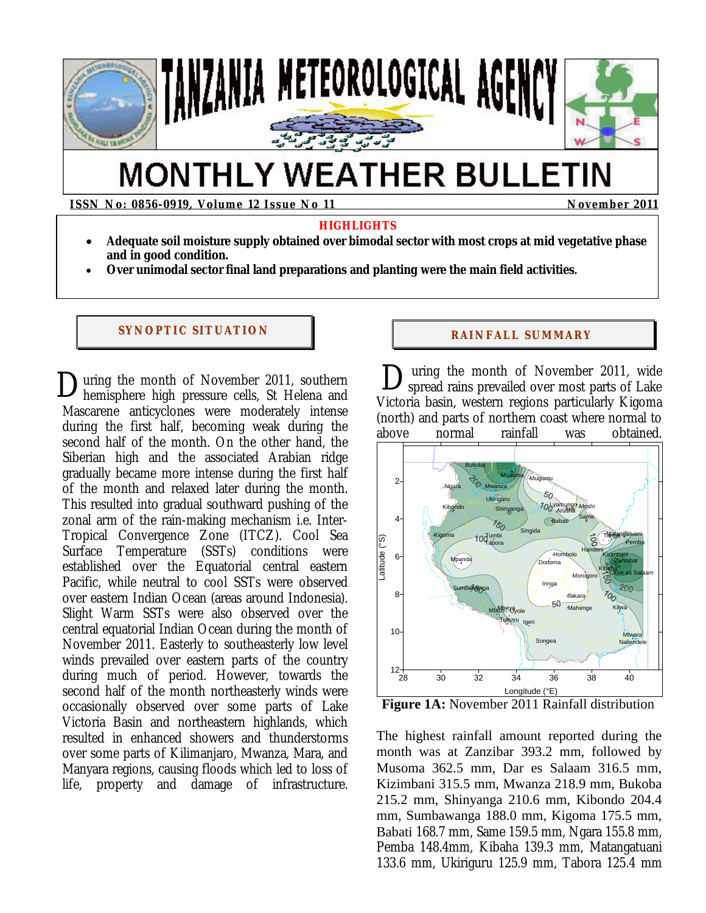# TANZANIA METEOROLOGICAL AGENCY

# MONTHLY WEATHER BULLETIN

**ISSN No: 0856-0919, Volume 12 Issue No 11** — **November 2011**

## HIGHLIGHTS

- **Adequate soil moisture supply obtained over bimodal sector with most crops at mid vegetative phase and in good condition.**
- **Over unimodal sector final land preparations and planting were the main field activities.**

## SYNOPTIC SITUATION

During the month of November 2011, southern hemisphere high pressure cells, St Helena and Mascarene anticyclones were moderately intense during the first half, becoming weak during the second half of the month. On the other hand, the Siberian high and the associated Arabian ridge gradually became more intense during the first half of the month and relaxed later during the month. This resulted into gradual southward pushing of the zonal arm of the rain-making mechanism i.e. Inter-Tropical Convergence Zone (ITCZ). Cool Sea Surface Temperature (SSTs) conditions were established over the Equatorial central eastern Pacific, while neutral to cool SSTs were observed over eastern Indian Ocean (areas around Indonesia). Slight Warm SSTs were also observed over the central equatorial Indian Ocean during the month of November 2011. Easterly to southeasterly low level winds prevailed over eastern parts of the country during much of period. However, towards the second half of the month northeasterly winds were occasionally observed over some parts of Lake Victoria Basin and northeastern highlands, which resulted in enhanced showers and thunderstorms over some parts of Kilimanjaro, Mwanza, Mara, and Manyara regions, causing floods which led to loss of life, property and damage of infrastructure.

## RAINFALL SUMMARY

During the month of November 2011, wide spread rains prevailed over most parts of Lake Victoria basin, western regions particularly Kigoma (north) and parts of northern coast where normal to above normal rainfall was obtained.

**Figure 1A:** November 2011 Rainfall distribution

The highest rainfall amount reported during the month was at Zanzibar 393.2 mm, followed by Musoma 362.5 mm, Dar es Salaam 316.5 mm, Kizimbani 315.5 mm, Mwanza 218.9 mm, Bukoba 215.2 mm, Shinyanga 210.6 mm, Kibondo 204.4 mm, Sumbawanga 188.0 mm, Kigoma 175.5 mm, Babati 168.7 mm, Same 159.5 mm, Ngara 155.8 mm, Pemba 148.4mm, Kibaha 139.3 mm, Matangatuani 133.6 mm, Ukiriguru 125.9 mm, Tabora 125.4 mm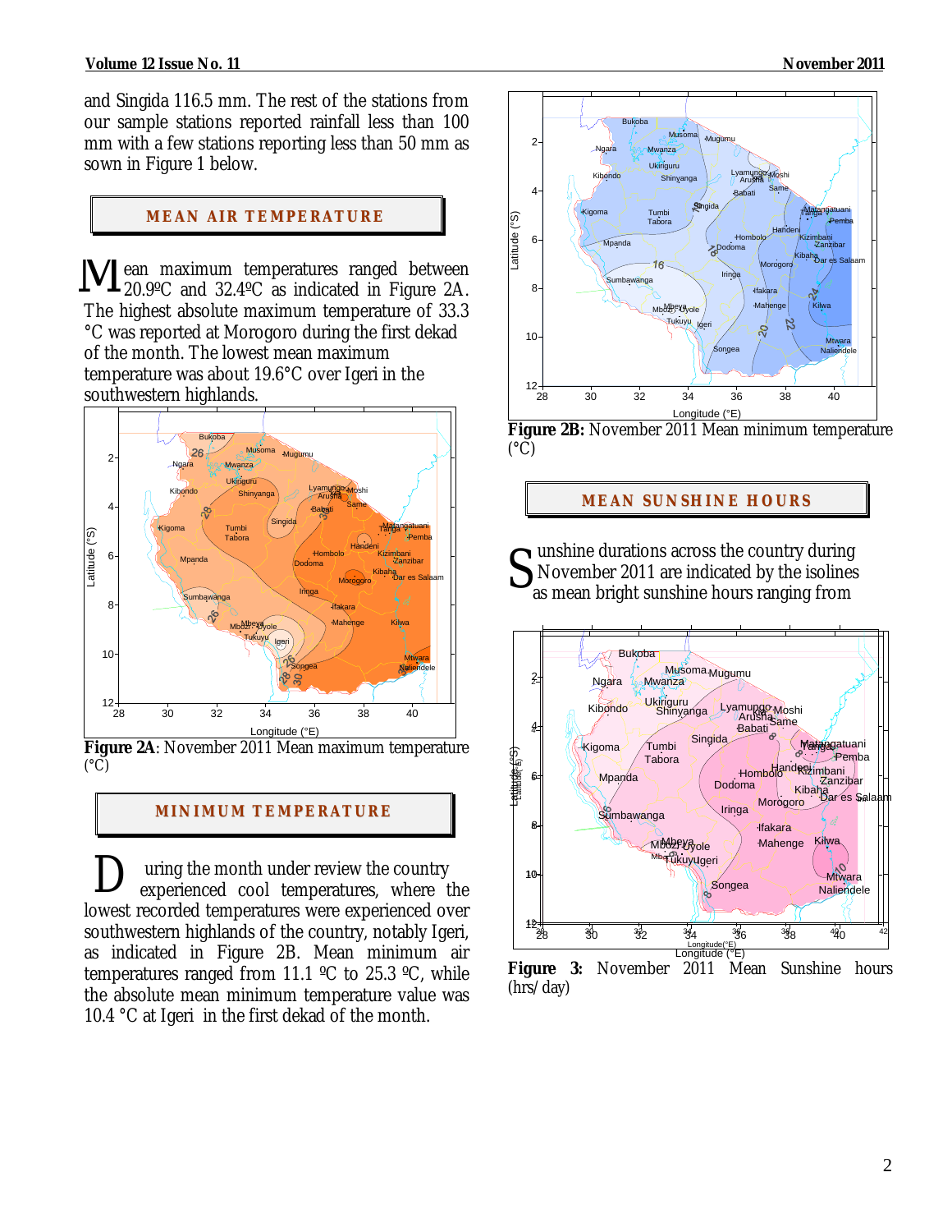and Singida 116.5 mm. The rest of the stations from our sample stations reported rainfall less than 100 mm with a few stations reporting less than 50 mm as sown in Figure 1 below.

## MEAN AIR TEMPERATURE

Mean maximum temperatures ranged between 20.9ºC and 32.4ºC as indicated in Figure 2A. The highest absolute maximum temperature of 33.3 °C was reported at Morogoro during the first dekad of the month. The lowest mean maximum temperature was about 19.6°C over Igeri in the southwestern highlands.

**Figure 2A**: November 2011 Mean maximum temperature (°C)

## MINIMUM TEMPERATURE

During the month under review the country experienced cool temperatures, where the lowest recorded temperatures were experienced over southwestern highlands of the country, notably Igeri, as indicated in Figure 2B. Mean minimum air temperatures ranged from 11.1 ºC to 25.3 ºC, while the absolute mean minimum temperature value was 10.4 °C at Igeri in the first dekad of the month.

**Figure 2B:** November 2011 Mean minimum temperature (°C)

## MEAN SUNSHINE HOURS

Sunshine durations across the country during November 2011 are indicated by the isolines as mean bright sunshine hours ranging from

**Figure 3:** November 2011 Mean Sunshine hours (hrs/day)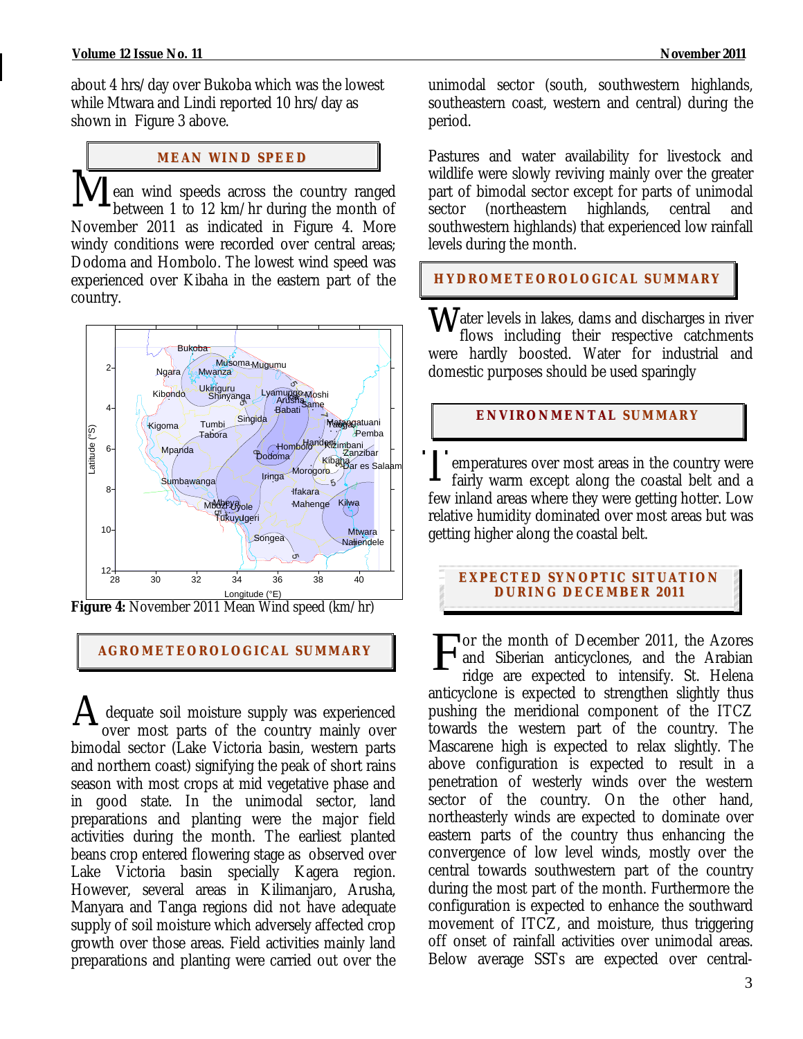about 4 hrs/day over Bukoba which was the lowest while Mtwara and Lindi reported 10 hrs/day as shown in Figure 3 above.

## MEAN WIND SPEED

Mean wind speeds across the country ranged between 1 to 12 km/hr during the month of November 2011 as indicated in Figure 4. More windy conditions were recorded over central areas; Dodoma and Hombolo. The lowest wind speed was experienced over Kibaha in the eastern part of the country.

**Figure 4:** November 2011 Mean Wind speed (km/hr)

## AGROMETEOROLOGICAL SUMMARY

Adequate soil moisture supply was experienced over most parts of the country mainly over bimodal sector (Lake Victoria basin, western parts and northern coast) signifying the peak of short rains season with most crops at mid vegetative phase and in good state. In the unimodal sector, land preparations and planting were the major field activities during the month. The earliest planted beans crop entered flowering stage as observed over Lake Victoria basin specially Kagera region. However, several areas in Kilimanjaro, Arusha, Manyara and Tanga regions did not have adequate supply of soil moisture which adversely affected crop growth over those areas. Field activities mainly land preparations and planting were carried out over the unimodal sector (south, southwestern highlands, southeastern coast, western and central) during the period.

Pastures and water availability for livestock and wildlife were slowly reviving mainly over the greater part of bimodal sector except for parts of unimodal sector (northeastern highlands, central and southwestern highlands) that experienced low rainfall levels during the month.

## HYDROMETEOROLOGICAL SUMMARY

Water levels in lakes, dams and discharges in river flows including their respective catchments were hardly boosted. Water for industrial and domestic purposes should be used sparingly

## ENVIRONMENTAL SUMMARY

Temperatures over most areas in the country were fairly warm except along the coastal belt and a few inland areas where they were getting hotter. Low relative humidity dominated over most areas but was getting higher along the coastal belt.

## EXPECTED SYNOPTIC SITUATION DURING DECEMBER 2011

For the month of December 2011, the Azores and Siberian anticyclones, and the Arabian ridge are expected to intensify. St. Helena anticyclone is expected to strengthen slightly thus pushing the meridional component of the ITCZ towards the western part of the country. The Mascarene high is expected to relax slightly. The above configuration is expected to result in a penetration of westerly winds over the western sector of the country. On the other hand, northeasterly winds are expected to dominate over eastern parts of the country thus enhancing the convergence of low level winds, mostly over the central towards southwestern part of the country during the most part of the month. Furthermore the configuration is expected to enhance the southward movement of ITCZ, and moisture, thus triggering off onset of rainfall activities over unimodal areas. Below average SSTs are expected over central-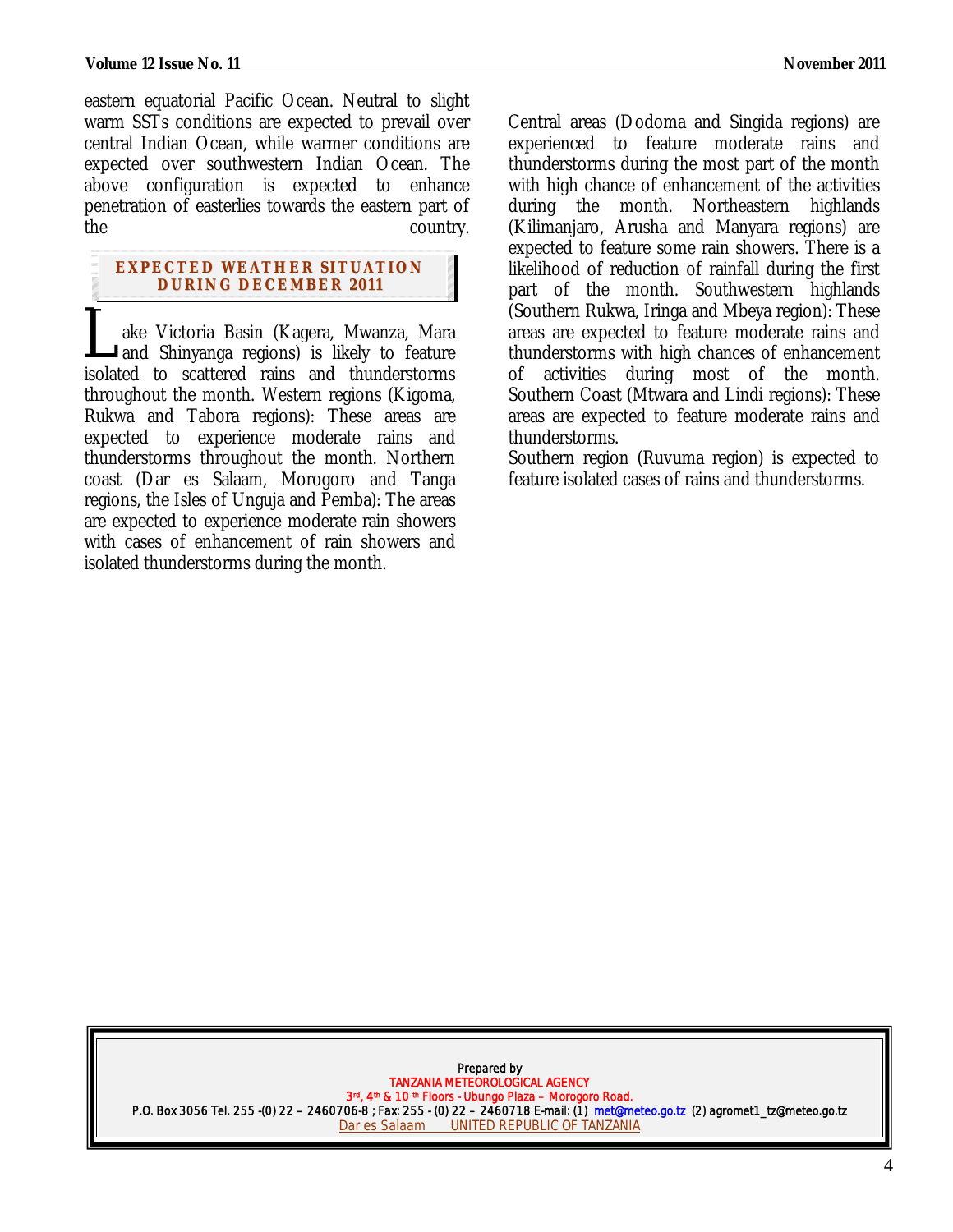eastern equatorial Pacific Ocean. Neutral to slight warm SSTs conditions are expected to prevail over central Indian Ocean, while warmer conditions are expected over southwestern Indian Ocean. The above configuration is expected to enhance penetration of easterlies towards the eastern part of the country.

## EXPECTED WEATHER SITUATION DURING DECEMBER 2011

Lake Victoria Basin (Kagera, Mwanza, Mara and Shinyanga regions) is likely to feature isolated to scattered rains and thunderstorms throughout the month. Western regions (Kigoma, Rukwa and Tabora regions): These areas are expected to experience moderate rains and thunderstorms throughout the month. Northern coast (Dar es Salaam, Morogoro and Tanga regions, the Isles of Unguja and Pemba): The areas are expected to experience moderate rain showers with cases of enhancement of rain showers and isolated thunderstorms during the month.

Central areas (Dodoma and Singida regions) are experienced to feature moderate rains and thunderstorms during the most part of the month with high chance of enhancement of the activities during the month. Northeastern highlands (Kilimanjaro, Arusha and Manyara regions) are expected to feature some rain showers. There is a likelihood of reduction of rainfall during the first part of the month. Southwestern highlands (Southern Rukwa, Iringa and Mbeya region): These areas are expected to feature moderate rains and thunderstorms with high chances of enhancement of activities during most of the month. Southern Coast (Mtwara and Lindi regions): These areas are expected to feature moderate rains and thunderstorms.

Southern region (Ruvuma region) is expected to feature isolated cases of rains and thunderstorms.

Prepared by
TANZANIA METEOROLOGICAL AGENCY
3rd, 4th & 10th Floors - Ubungo Plaza – Morogoro Road.
P.O. Box 3056 Tel. 255 -(0) 22 – 2460706-8 ; Fax: 255 - (0) 22 – 2460718 E-mail: (1) met@meteo.go.tz (2) agromet1_tz@meteo.go.tz
Dar es Salaam UNITED REPUBLIC OF TANZANIA